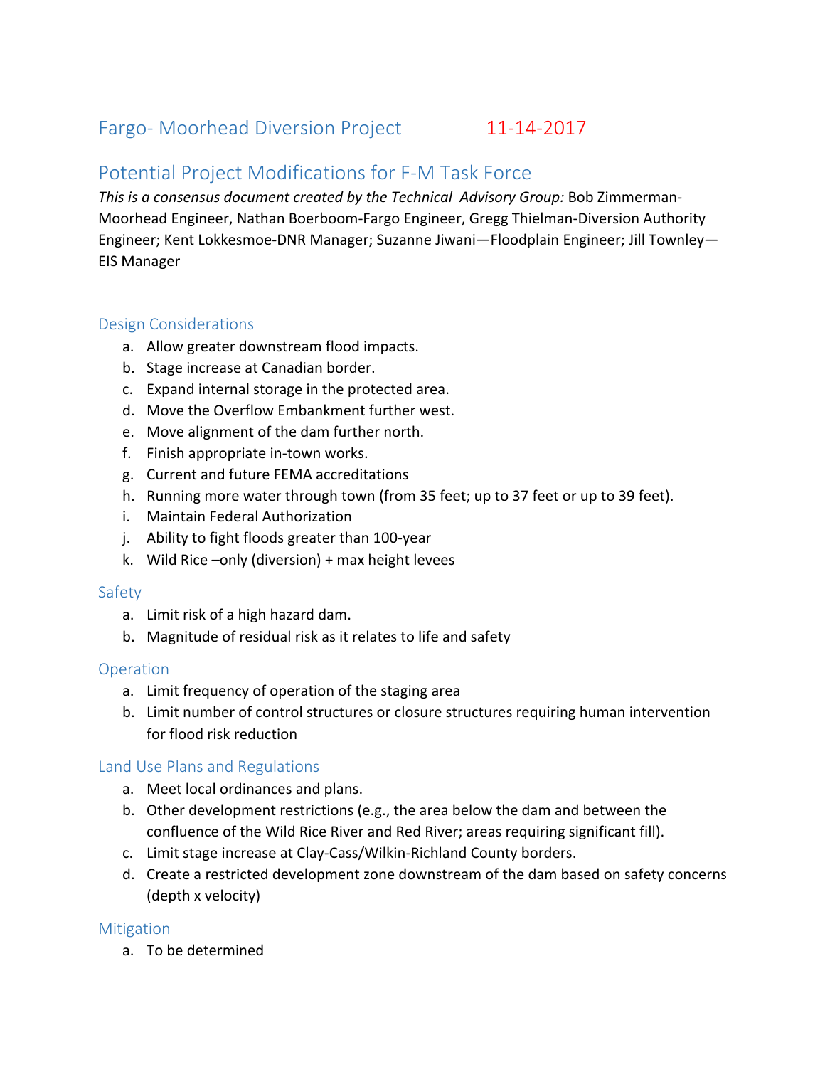# Fargo- Moorhead Diversion Project 11-14-2017

## Potential Project Modifications for F-M Task Force

*This is a consensus document created by the Technical Advisory Group:* Bob Zimmerman-Moorhead Engineer, Nathan Boerboom-Fargo Engineer, Gregg Thielman-Diversion Authority Engineer; Kent Lokkesmoe-DNR Manager; Suzanne Jiwani—Floodplain Engineer; Jill Townley—EIS Manager

### Design Considerations

a. Allow greater downstream flood impacts.
b. Stage increase at Canadian border.
c. Expand internal storage in the protected area.
d. Move the Overflow Embankment further west.
e. Move alignment of the dam further north.
f. Finish appropriate in-town works.
g. Current and future FEMA accreditations
h. Running more water through town (from 35 feet; up to 37 feet or up to 39 feet).
i. Maintain Federal Authorization
j. Ability to fight floods greater than 100-year
k. Wild Rice –only (diversion) + max height levees

### Safety

a. Limit risk of a high hazard dam.
b. Magnitude of residual risk as it relates to life and safety

### Operation

a. Limit frequency of operation of the staging area
b. Limit number of control structures or closure structures requiring human intervention for flood risk reduction

### Land Use Plans and Regulations

a. Meet local ordinances and plans.
b. Other development restrictions (e.g., the area below the dam and between the confluence of the Wild Rice River and Red River; areas requiring significant fill).
c. Limit stage increase at Clay-Cass/Wilkin-Richland County borders.
d. Create a restricted development zone downstream of the dam based on safety concerns (depth x velocity)

### Mitigation

a. To be determined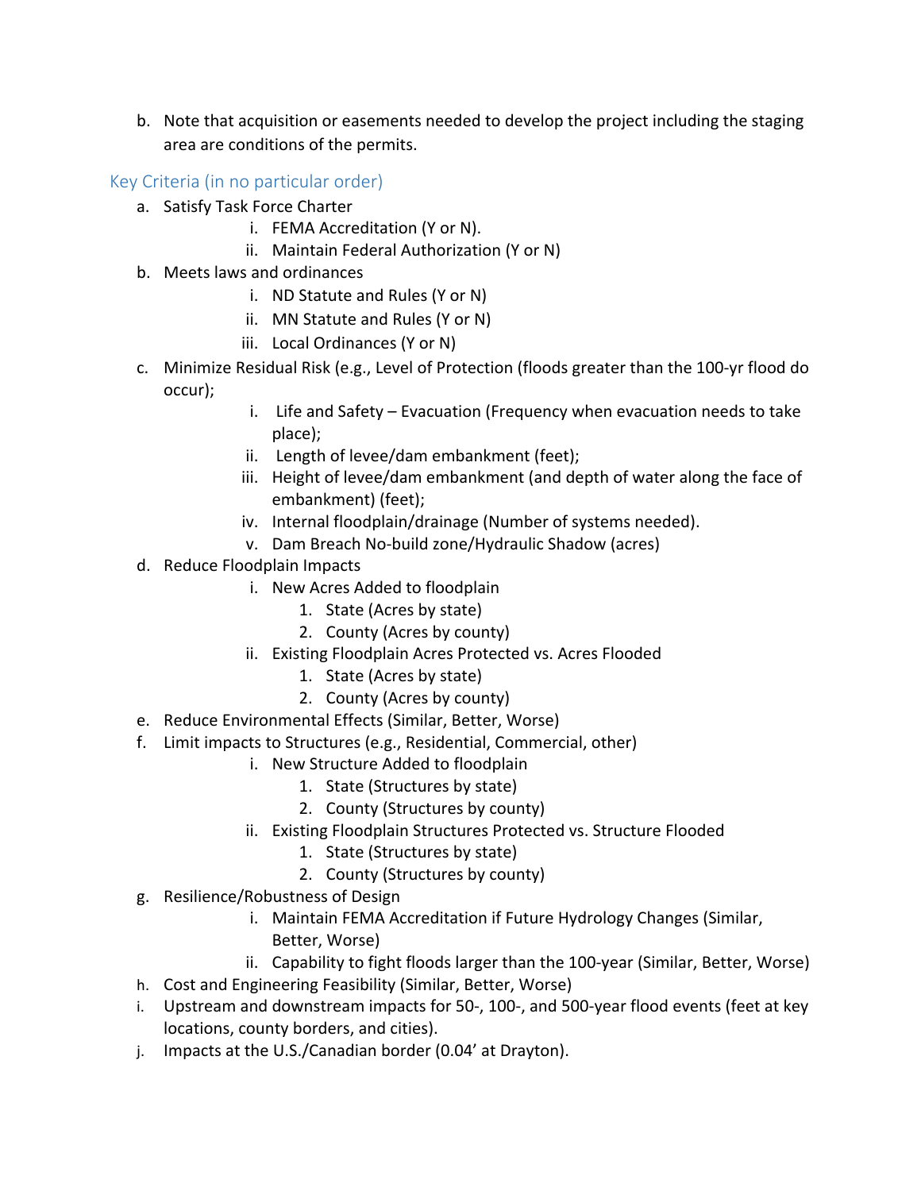b. Note that acquisition or easements needed to develop the project including the staging area are conditions of the permits.

## Key Criteria (in no particular order)

a. Satisfy Task Force Charter
   i. FEMA Accreditation (Y or N).
   ii. Maintain Federal Authorization (Y or N)

b. Meets laws and ordinances
   i. ND Statute and Rules (Y or N)
   ii. MN Statute and Rules (Y or N)
   iii. Local Ordinances (Y or N)

c. Minimize Residual Risk (e.g., Level of Protection (floods greater than the 100-yr flood do occur);
   i. Life and Safety – Evacuation (Frequency when evacuation needs to take place);
   ii. Length of levee/dam embankment (feet);
   iii. Height of levee/dam embankment (and depth of water along the face of embankment) (feet);
   iv. Internal floodplain/drainage (Number of systems needed).
   v. Dam Breach No-build zone/Hydraulic Shadow (acres)

d. Reduce Floodplain Impacts
   i. New Acres Added to floodplain
      1. State (Acres by state)
      2. County (Acres by county)
   ii. Existing Floodplain Acres Protected vs. Acres Flooded
      1. State (Acres by state)
      2. County (Acres by county)

e. Reduce Environmental Effects (Similar, Better, Worse)

f. Limit impacts to Structures (e.g., Residential, Commercial, other)
   i. New Structure Added to floodplain
      1. State (Structures by state)
      2. County (Structures by county)
   ii. Existing Floodplain Structures Protected vs. Structure Flooded
      1. State (Structures by state)
      2. County (Structures by county)

g. Resilience/Robustness of Design
   i. Maintain FEMA Accreditation if Future Hydrology Changes (Similar, Better, Worse)
   ii. Capability to fight floods larger than the 100-year (Similar, Better, Worse)

h. Cost and Engineering Feasibility (Similar, Better, Worse)

i. Upstream and downstream impacts for 50-, 100-, and 500-year flood events (feet at key locations, county borders, and cities).

j. Impacts at the U.S./Canadian border (0.04' at Drayton).